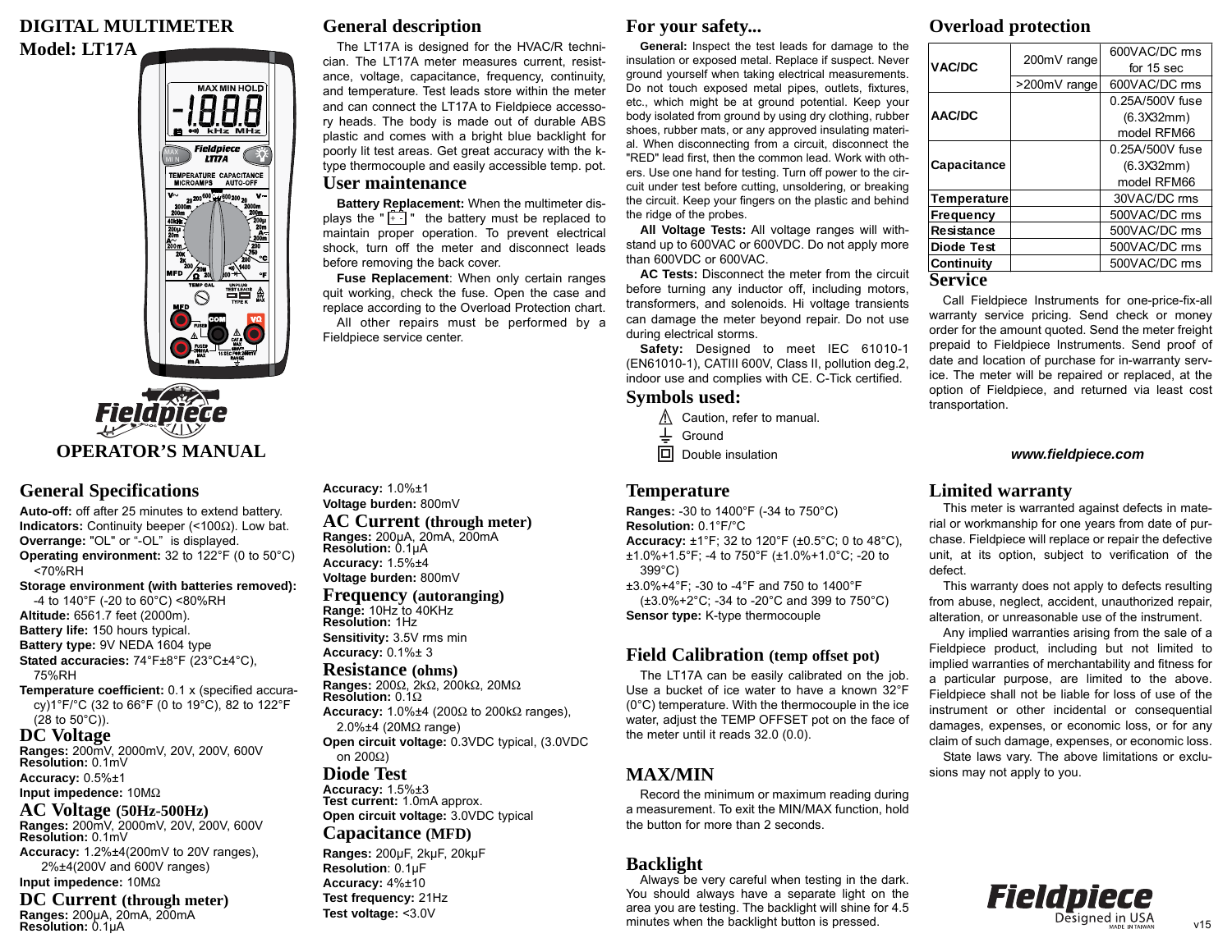# DIGITAL MULTIMETER

## Model: LT17A

OPERATOR'S MANUAL

## General description

The LT17A is designed for the HVAC/R technician. The LT17A meter measures current, resistance, voltage, capacitance, frequency, continuity, and temperature. Test leads store within the meter and can connect the LT17A to Fieldpiece accessory heads. The body is made out of durable ABS plastic and comes with a bright blue backlight for poorly lit test areas. Get great accuracy with the k-type thermocouple and easily accessible temp. pot.

## User maintenance

**Battery Replacement:** When the multimeter displays the " [+ -] " the battery must be replaced to maintain proper operation. To prevent electrical shock, turn off the meter and disconnect leads before removing the back cover.

**Fuse Replacement**: When only certain ranges quit working, check the fuse. Open the case and replace according to the Overload Protection chart.

All other repairs must be performed by a Fieldpiece service center.

## For your safety...

**General:** Inspect the test leads for damage to the insulation or exposed metal. Replace if suspect. Never ground yourself when taking electrical measurements. Do not touch exposed metal pipes, outlets, fixtures, etc., which might be at ground potential. Keep your body isolated from ground by using dry clothing, rubber shoes, rubber mats, or any approved insulating material. When disconnecting from a circuit, disconnect the "RED" lead first, then the common lead. Work with others. Use one hand for testing. Turn off power to the circuit under test before cutting, unsoldering, or breaking the circuit. Keep your fingers on the plastic and behind the ridge of the probes.

**All Voltage Tests:** All voltage ranges will withstand up to 600VAC or 600VDC. Do not apply more than 600VDC or 600VAC.

**AC Tests:** Disconnect the meter from the circuit before turning any inductor off, including motors, transformers, and solenoids. Hi voltage transients can damage the meter beyond repair. Do not use during electrical storms.

**Safety:** Designed to meet IEC 61010-1 (EN61010-1), CATIII 600V, Class II, pollution deg.2, indoor use and complies with CE. C-Tick certified.

## Symbols used:

⚠ Caution, refer to manual.

⏚ Ground

⧈ Double insulation

## Overload protection

| | | |
|---|---|---|
| VAC/DC | 200mV range | 600VAC/DC rms for 15 sec |
| | >200mV range | 600VAC/DC rms |
| AAC/DC | | 0.25A/500V fuse (6.3X32mm) model RFM66 |
| Capacitance | | 0.25A/500V fuse (6.3X32mm) model RFM66 |
| Temperature | | 30VAC/DC rms |
| Frequency | | 500VAC/DC rms |
| Resistance | | 500VAC/DC rms |
| Diode Test | | 500VAC/DC rms |
| Continuity | | 500VAC/DC rms |

## Service

Call Fieldpiece Instruments for one-price-fix-all warranty service pricing. Send check or money order for the amount quoted. Send the meter freight prepaid to Fieldpiece Instruments. Send proof of date and location of purchase for in-warranty service. The meter will be repaired or replaced, at the option of Fieldpiece, and returned via least cost transportation.

***www.fieldpiece.com***

## General Specifications

**Auto-off:** off after 25 minutes to extend battery.
**Indicators:** Continuity beeper (<100Ω). Low bat.
**Overrange:** "OL" or "-OL" is displayed.
**Operating environment:** 32 to 122°F (0 to 50°C) <70%RH
**Storage environment (with batteries removed):** -4 to 140°F (-20 to 60°C) <80%RH
**Altitude:** 6561.7 feet (2000m).
**Battery life:** 150 hours typical.
**Battery type:** 9V NEDA 1604 type
**Stated accuracies:** 74°F±8°F (23°C±4°C), 75%RH
**Temperature coefficient:** 0.1 x (specified accuracy)1°F/°C (32 to 66°F (0 to 19°C), 82 to 122°F (28 to 50°C)).

## DC Voltage

**Ranges:** 200mV, 2000mV, 20V, 200V, 600V
**Resolution:** 0.1mV
**Accuracy:** 0.5%±1
**Input impedence:** 10MΩ

## AC Voltage (50Hz-500Hz)

**Ranges:** 200mV, 2000mV, 20V, 200V, 600V
**Resolution:** 0.1mV
**Accuracy:** 1.2%±4(200mV to 20V ranges), 2%±4(200V and 600V ranges)
**Input impedence:** 10MΩ

## DC Current (through meter)

**Ranges:** 200µA, 20mA, 200mA
**Resolution:** 0.1µA
**Accuracy:** 1.0%±1
**Voltage burden:** 800mV

## AC Current (through meter)

**Ranges:** 200µA, 20mA, 200mA
**Resolution:** 0.1µA
**Accuracy:** 1.5%±4
**Voltage burden:** 800mV

## Frequency (autoranging)

**Range:** 10Hz to 40KHz
**Resolution:** 1Hz
**Sensitivity:** 3.5V rms min
**Accuracy:** 0.1%± 3

## Resistance (ohms)

**Ranges:** 200Ω, 2kΩ, 200kΩ, 20MΩ
**Resolution:** 0.1Ω
**Accuracy:** 1.0%±4 (200Ω to 200kΩ ranges), 2.0%±4 (20MΩ range)
**Open circuit voltage:** 0.3VDC typical, (3.0VDC on 200Ω)

## Diode Test

**Accuracy:** 1.5%±3
**Test current:** 1.0mA approx.
**Open circuit voltage:** 3.0VDC typical

## Capacitance (MFD)

**Ranges:** 200µF, 2kµF, 20kµF
**Resolution**: 0.1µF
**Accuracy:** 4%±10
**Test frequency:** 21Hz
**Test voltage:** <3.0V

## Temperature

**Ranges:** -30 to 1400°F (-34 to 750°C)
**Resolution:** 0.1°F/°C
**Accuracy:** ±1°F; 32 to 120°F (±0.5°C; 0 to 48°C), ±1.0%+1.5°F; -4 to 750°F (±1.0%+1.0°C; -20 to 399°C)
±3.0%+4°F; -30 to -4°F and 750 to 1400°F (±3.0%+2°C; -34 to -20°C and 399 to 750°C)
**Sensor type:** K-type thermocouple

## Field Calibration (temp offset pot)

The LT17A can be easily calibrated on the job. Use a bucket of ice water to have a known 32°F (0°C) temperature. With the thermocouple in the ice water, adjust the TEMP OFFSET pot on the face of the meter until it reads 32.0 (0.0).

## MAX/MIN

Record the minimum or maximum reading during a measurement. To exit the MIN/MAX function, hold the button for more than 2 seconds.

## Backlight

Always be very careful when testing in the dark. You should always have a separate light on the area you are testing. The backlight will shine for 4.5 minutes when the backlight button is pressed.

## Limited warranty

This meter is warranted against defects in material or workmanship for one years from date of purchase. Fieldpiece will replace or repair the defective unit, at its option, subject to verification of the defect.

This warranty does not apply to defects resulting from abuse, neglect, accident, unauthorized repair, alteration, or unreasonable use of the instrument.

Any implied warranties arising from the sale of a Fieldpiece product, including but not limited to implied warranties of merchantability and fitness for a particular purpose, are limited to the above. Fieldpiece shall not be liable for loss of use of the instrument or other incidental or consequential damages, expenses, or economic loss, or for any claim of such damage, expenses, or economic loss.

State laws vary. The above limitations or exclusions may not apply to you.

Fieldpiece
Designed in USA
MADE IN TAIWAN

v15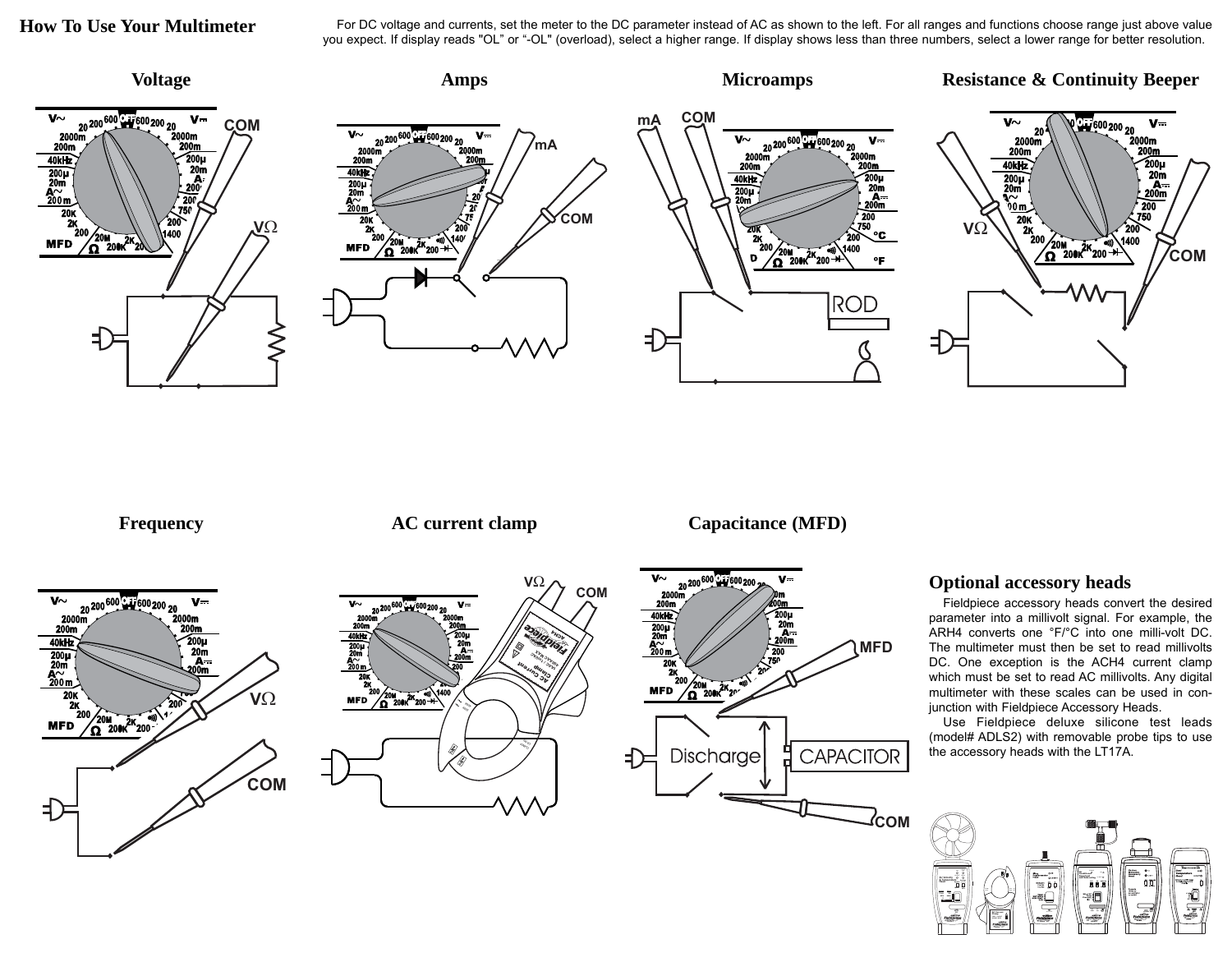# How To Use Your Multimeter

For DC voltage and currents, set the meter to the DC parameter instead of AC as shown to the left. For all ranges and functions choose range just above value you expect. If display reads "OL" or "-OL" (overload), select a higher range. If display shows less than three numbers, select a lower range for better resolution.

## Voltage

## Amps

## Microamps

## Resistance & Continuity Beeper

## Frequency

## AC current clamp

## Capacitance (MFD)

## Optional accessory heads

Fieldpiece accessory heads convert the desired parameter into a millivolt signal. For example, the ARH4 converts one °F/°C into one milli-volt DC. The multimeter must then be set to read millivolts DC. One exception is the ACH4 current clamp which must be set to read AC millivolts. Any digital multimeter with these scales can be used in conjunction with Fieldpiece Accessory Heads.

Use Fieldpiece deluxe silicone test leads (model# ADLS2) with removable probe tips to use the accessory heads with the LT17A.